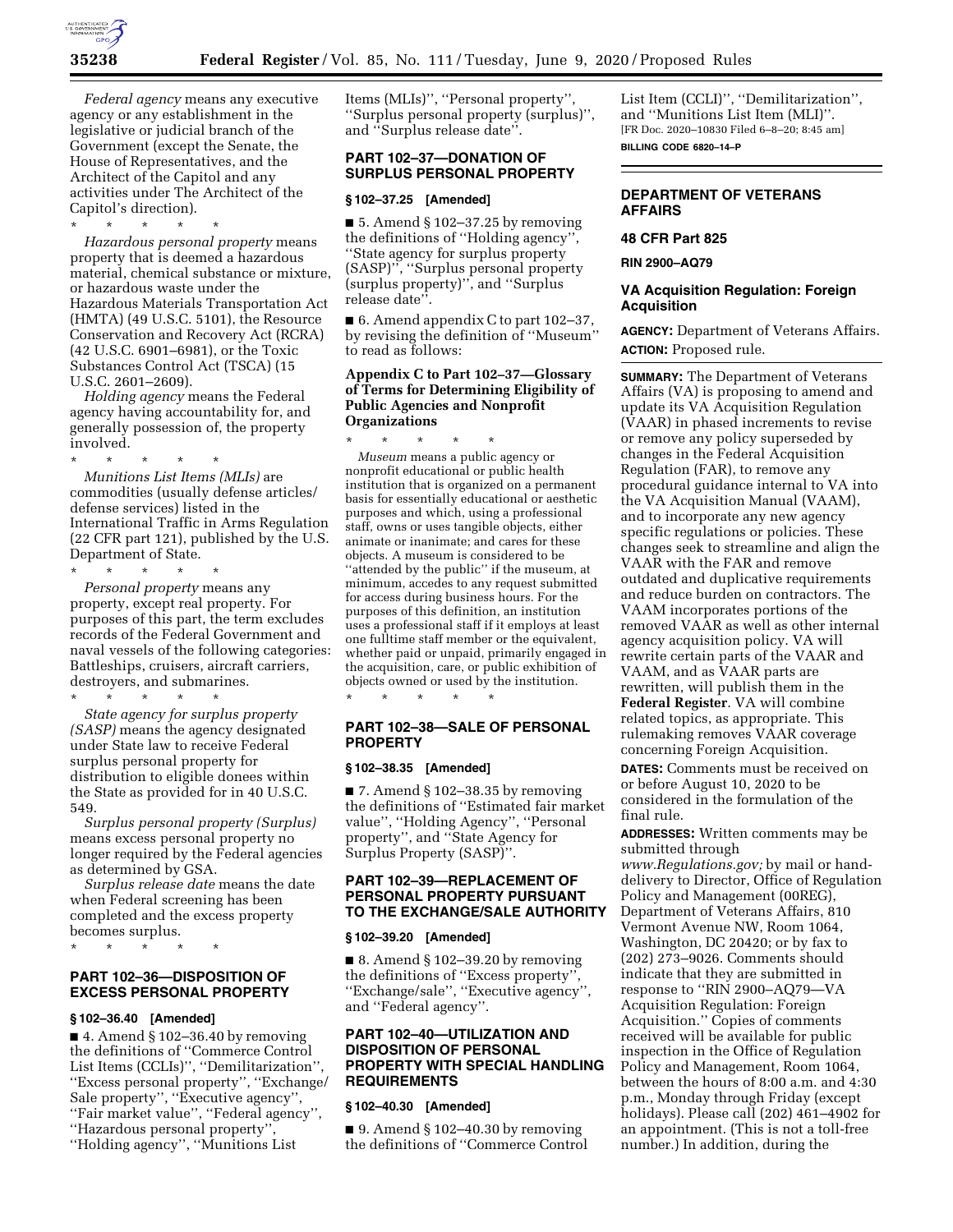*Federal agency* means any executive agency or any establishment in the legislative or judicial branch of the Government (except the Senate, the House of Representatives, and the Architect of the Capitol and any activities under The Architect of the Capitol's direction).

\* \* \* \* \*

*Hazardous personal property* means property that is deemed a hazardous material, chemical substance or mixture, or hazardous waste under the Hazardous Materials Transportation Act (HMTA) (49 U.S.C. 5101), the Resource Conservation and Recovery Act (RCRA) (42 U.S.C. 6901–6981), or the Toxic Substances Control Act (TSCA) (15 U.S.C. 2601–2609).

*Holding agency* means the Federal agency having accountability for, and generally possession of, the property involved.

\* \* \* \* \*

*Munitions List Items (MLIs)* are commodities (usually defense articles/defense services) listed in the International Traffic in Arms Regulation (22 CFR part 121), published by the U.S. Department of State.

\* \* \* \* \*

*Personal property* means any property, except real property. For purposes of this part, the term excludes records of the Federal Government and naval vessels of the following categories: Battleships, cruisers, aircraft carriers, destroyers, and submarines.

\* \* \* \* \*

*State agency for surplus property (SASP)* means the agency designated under State law to receive Federal surplus personal property for distribution to eligible donees within the State as provided for in 40 U.S.C. 549.

*Surplus personal property (Surplus)* means excess personal property no longer required by the Federal agencies as determined by GSA.

*Surplus release date* means the date when Federal screening has been completed and the excess property becomes surplus.

\* \* \* \* \*

## PART 102–36—DISPOSITION OF EXCESS PERSONAL PROPERTY

### § 102–36.40 [Amended]

■ 4. Amend § 102–36.40 by removing the definitions of ''Commerce Control List Items (CCLIs)'', ''Demilitarization'', ''Excess personal property'', ''Exchange/Sale property'', ''Executive agency'', ''Fair market value'', ''Federal agency'', ''Hazardous personal property'', ''Holding agency'', ''Munitions List Items (MLIs)'', ''Personal property'', ''Surplus personal property (surplus)'', and ''Surplus release date''.

## PART 102–37—DONATION OF SURPLUS PERSONAL PROPERTY

### § 102–37.25 [Amended]

■ 5. Amend § 102–37.25 by removing the definitions of ''Holding agency'', ''State agency for surplus property (SASP)'', ''Surplus personal property (surplus property)'', and ''Surplus release date''.

■ 6. Amend appendix C to part 102–37, by revising the definition of ''Museum'' to read as follows:

### Appendix C to Part 102–37—Glossary of Terms for Determining Eligibility of Public Agencies and Nonprofit Organizations

\* \* \* \* \*

*Museum* means a public agency or nonprofit educational or public health institution that is organized on a permanent basis for essentially educational or aesthetic purposes and which, using a professional staff, owns or uses tangible objects, either animate or inanimate; and cares for these objects. A museum is considered to be ''attended by the public'' if the museum, at minimum, accedes to any request submitted for access during business hours. For the purposes of this definition, an institution uses a professional staff if it employs at least one fulltime staff member or the equivalent, whether paid or unpaid, primarily engaged in the acquisition, care, or public exhibition of objects owned or used by the institution.

\* \* \* \* \*

## PART 102–38—SALE OF PERSONAL PROPERTY

### § 102–38.35 [Amended]

■ 7. Amend § 102–38.35 by removing the definitions of ''Estimated fair market value'', ''Holding Agency'', ''Personal property'', and ''State Agency for Surplus Property (SASP)''.

## PART 102–39—REPLACEMENT OF PERSONAL PROPERTY PURSUANT TO THE EXCHANGE/SALE AUTHORITY

### § 102–39.20 [Amended]

■ 8. Amend § 102–39.20 by removing the definitions of ''Excess property'', ''Exchange/sale'', ''Executive agency'', and ''Federal agency''.

## PART 102–40—UTILIZATION AND DISPOSITION OF PERSONAL PROPERTY WITH SPECIAL HANDLING REQUIREMENTS

### § 102–40.30 [Amended]

■ 9. Amend § 102–40.30 by removing the definitions of ''Commerce Control List Item (CCLI)'', ''Demilitarization'', and ''Munitions List Item (MLI)''.

[FR Doc. 2020–10830 Filed 6–8–20; 8:45 am]

**BILLING CODE 6820–14–P**

---

# DEPARTMENT OF VETERANS AFFAIRS

## 48 CFR Part 825

**RIN 2900–AQ79**

## VA Acquisition Regulation: Foreign Acquisition

**AGENCY:** Department of Veterans Affairs.

**ACTION:** Proposed rule.

**SUMMARY:** The Department of Veterans Affairs (VA) is proposing to amend and update its VA Acquisition Regulation (VAAR) in phased increments to revise or remove any policy superseded by changes in the Federal Acquisition Regulation (FAR), to remove any procedural guidance internal to VA into the VA Acquisition Manual (VAAM), and to incorporate any new agency specific regulations or policies. These changes seek to streamline and align the VAAR with the FAR and remove outdated and duplicative requirements and reduce burden on contractors. The VAAM incorporates portions of the removed VAAR as well as other internal agency acquisition policy. VA will rewrite certain parts of the VAAR and VAAM, and as VAAR parts are rewritten, will publish them in the **Federal Register**. VA will combine related topics, as appropriate. This rulemaking removes VAAR coverage concerning Foreign Acquisition.

**DATES:** Comments must be received on or before August 10, 2020 to be considered in the formulation of the final rule.

**ADDRESSES:** Written comments may be submitted through *www.Regulations.gov;* by mail or hand-delivery to Director, Office of Regulation Policy and Management (00REG), Department of Veterans Affairs, 810 Vermont Avenue NW, Room 1064, Washington, DC 20420; or by fax to (202) 273–9026. Comments should indicate that they are submitted in response to ''RIN 2900–AQ79—VA Acquisition Regulation: Foreign Acquisition.'' Copies of comments received will be available for public inspection in the Office of Regulation Policy and Management, Room 1064, between the hours of 8:00 a.m. and 4:30 p.m., Monday through Friday (except holidays). Please call (202) 461–4902 for an appointment. (This is not a toll-free number.) In addition, during the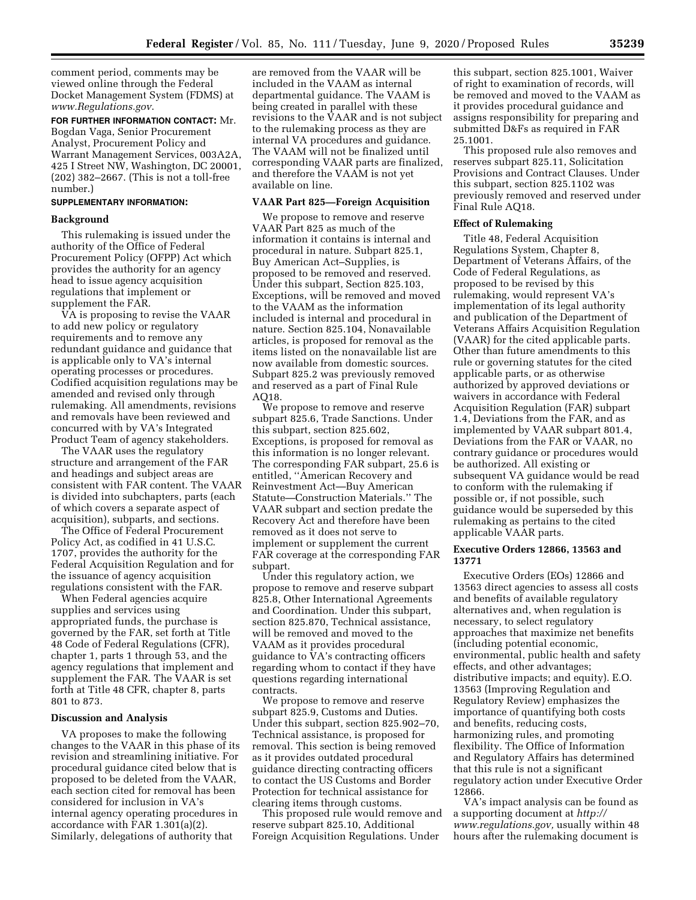comment period, comments may be viewed online through the Federal Docket Management System (FDMS) at *www.Regulations.gov*.

**FOR FURTHER INFORMATION CONTACT:** Mr. Bogdan Vaga, Senior Procurement Analyst, Procurement Policy and Warrant Management Services, 003A2A, 425 I Street NW, Washington, DC 20001, (202) 382–2667. (This is not a toll-free number.)

**SUPPLEMENTARY INFORMATION:**

### Background

This rulemaking is issued under the authority of the Office of Federal Procurement Policy (OFPP) Act which provides the authority for an agency head to issue agency acquisition regulations that implement or supplement the FAR.

VA is proposing to revise the VAAR to add new policy or regulatory requirements and to remove any redundant guidance and guidance that is applicable only to VA's internal operating processes or procedures. Codified acquisition regulations may be amended and revised only through rulemaking. All amendments, revisions and removals have been reviewed and concurred with by VA's Integrated Product Team of agency stakeholders.

The VAAR uses the regulatory structure and arrangement of the FAR and headings and subject areas are consistent with FAR content. The VAAR is divided into subchapters, parts (each of which covers a separate aspect of acquisition), subparts, and sections.

The Office of Federal Procurement Policy Act, as codified in 41 U.S.C. 1707, provides the authority for the Federal Acquisition Regulation and for the issuance of agency acquisition regulations consistent with the FAR.

When Federal agencies acquire supplies and services using appropriated funds, the purchase is governed by the FAR, set forth at Title 48 Code of Federal Regulations (CFR), chapter 1, parts 1 through 53, and the agency regulations that implement and supplement the FAR. The VAAR is set forth at Title 48 CFR, chapter 8, parts 801 to 873.

### Discussion and Analysis

VA proposes to make the following changes to the VAAR in this phase of its revision and streamlining initiative. For procedural guidance cited below that is proposed to be deleted from the VAAR, each section cited for removal has been considered for inclusion in VA's internal agency operating procedures in accordance with FAR 1.301(a)(2). Similarly, delegations of authority that are removed from the VAAR will be included in the VAAM as internal departmental guidance. The VAAM is being created in parallel with these revisions to the VAAR and is not subject to the rulemaking process as they are internal VA procedures and guidance. The VAAM will not be finalized until corresponding VAAR parts are finalized, and therefore the VAAM is not yet available on line.

### VAAR Part 825—Foreign Acquisition

We propose to remove and reserve VAAR Part 825 as much of the information it contains is internal and procedural in nature. Subpart 825.1, Buy American Act–Supplies, is proposed to be removed and reserved. Under this subpart, Section 825.103, Exceptions, will be removed and moved to the VAAM as the information included is internal and procedural in nature. Section 825.104, Nonavailable articles, is proposed for removal as the items listed on the nonavailable list are now available from domestic sources. Subpart 825.2 was previously removed and reserved as a part of Final Rule AQ18.

We propose to remove and reserve subpart 825.6, Trade Sanctions. Under this subpart, section 825.602, Exceptions, is proposed for removal as this information is no longer relevant. The corresponding FAR subpart, 25.6 is entitled, ''American Recovery and Reinvestment Act—Buy American Statute—Construction Materials.'' The VAAR subpart and section predate the Recovery Act and therefore have been removed as it does not serve to implement or supplement the current FAR coverage at the corresponding FAR subpart.

Under this regulatory action, we propose to remove and reserve subpart 825.8, Other International Agreements and Coordination. Under this subpart, section 825.870, Technical assistance, will be removed and moved to the VAAM as it provides procedural guidance to VA's contracting officers regarding whom to contact if they have questions regarding international contracts.

We propose to remove and reserve subpart 825.9, Customs and Duties. Under this subpart, section 825.902–70, Technical assistance, is proposed for removal. This section is being removed as it provides outdated procedural guidance directing contracting officers to contact the US Customs and Border Protection for technical assistance for clearing items through customs.

This proposed rule would remove and reserve subpart 825.10, Additional Foreign Acquisition Regulations. Under this subpart, section 825.1001, Waiver of right to examination of records, will be removed and moved to the VAAM as it provides procedural guidance and assigns responsibility for preparing and submitted D&Fs as required in FAR 25.1001.

This proposed rule also removes and reserves subpart 825.11, Solicitation Provisions and Contract Clauses. Under this subpart, section 825.1102 was previously removed and reserved under Final Rule AQ18.

### Effect of Rulemaking

Title 48, Federal Acquisition Regulations System, Chapter 8, Department of Veterans Affairs, of the Code of Federal Regulations, as proposed to be revised by this rulemaking, would represent VA's implementation of its legal authority and publication of the Department of Veterans Affairs Acquisition Regulation (VAAR) for the cited applicable parts. Other than future amendments to this rule or governing statutes for the cited applicable parts, or as otherwise authorized by approved deviations or waivers in accordance with Federal Acquisition Regulation (FAR) subpart 1.4, Deviations from the FAR, and as implemented by VAAR subpart 801.4, Deviations from the FAR or VAAR, no contrary guidance or procedures would be authorized. All existing or subsequent VA guidance would be read to conform with the rulemaking if possible or, if not possible, such guidance would be superseded by this rulemaking as pertains to the cited applicable VAAR parts.

### Executive Orders 12866, 13563 and 13771

Executive Orders (EOs) 12866 and 13563 direct agencies to assess all costs and benefits of available regulatory alternatives and, when regulation is necessary, to select regulatory approaches that maximize net benefits (including potential economic, environmental, public health and safety effects, and other advantages; distributive impacts; and equity). E.O. 13563 (Improving Regulation and Regulatory Review) emphasizes the importance of quantifying both costs and benefits, reducing costs, harmonizing rules, and promoting flexibility. The Office of Information and Regulatory Affairs has determined that this rule is not a significant regulatory action under Executive Order 12866.

VA's impact analysis can be found as a supporting document at *http://www.regulations.gov,* usually within 48 hours after the rulemaking document is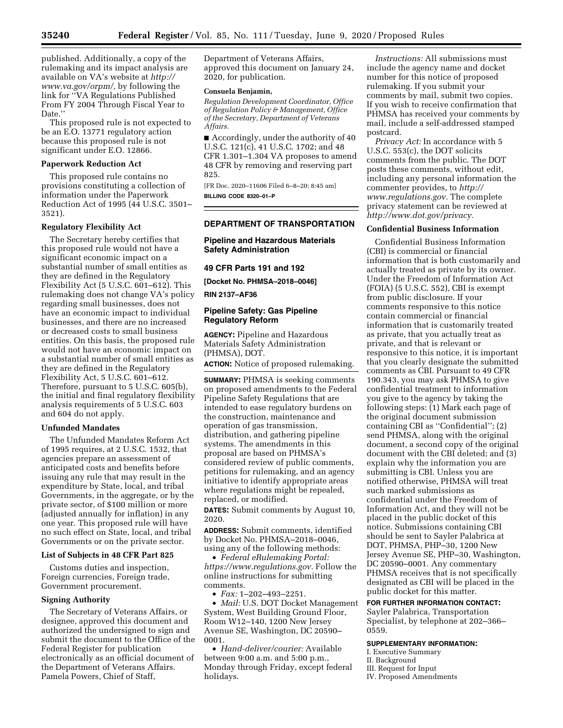published. Additionally, a copy of the rulemaking and its impact analysis are available on VA's website at *http://www.va.gov/orpm/,* by following the link for ''VA Regulations Published From FY 2004 Through Fiscal Year to Date.''

This proposed rule is not expected to be an E.O. 13771 regulatory action because this proposed rule is not significant under E.O. 12866.

### Paperwork Reduction Act

This proposed rule contains no provisions constituting a collection of information under the Paperwork Reduction Act of 1995 (44 U.S.C. 3501–3521).

### Regulatory Flexibility Act

The Secretary hereby certifies that this proposed rule would not have a significant economic impact on a substantial number of small entities as they are defined in the Regulatory Flexibility Act (5 U.S.C. 601–612). This rulemaking does not change VA's policy regarding small businesses, does not have an economic impact to individual businesses, and there are no increased or decreased costs to small business entities. On this basis, the proposed rule would not have an economic impact on a substantial number of small entities as they are defined in the Regulatory Flexibility Act, 5 U.S.C. 601–612. Therefore, pursuant to 5 U.S.C. 605(b), the initial and final regulatory flexibility analysis requirements of 5 U.S.C. 603 and 604 do not apply.

### Unfunded Mandates

The Unfunded Mandates Reform Act of 1995 requires, at 2 U.S.C. 1532, that agencies prepare an assessment of anticipated costs and benefits before issuing any rule that may result in the expenditure by State, local, and tribal Governments, in the aggregate, or by the private sector, of $100 million or more (adjusted annually for inflation) in any one year. This proposed rule will have no such effect on State, local, and tribal Governments or on the private sector.

### List of Subjects in 48 CFR Part 825

Customs duties and inspection, Foreign currencies, Foreign trade, Government procurement.

### Signing Authority

The Secretary of Veterans Affairs, or designee, approved this document and authorized the undersigned to sign and submit the document to the Office of the Federal Register for publication electronically as an official document of the Department of Veterans Affairs. Pamela Powers, Chief of Staff, Department of Veterans Affairs, approved this document on January 24, 2020, for publication.

**Consuela Benjamin,**

*Regulation Development Coordinator, Office of Regulation Policy & Management, Office of the Secretary, Department of Veterans Affairs.*

■ Accordingly, under the authority of 40 U.S.C. 121(c), 41 U.S.C. 1702; and 48 CFR 1.301–1.304 VA proposes to amend 48 CFR by removing and reserving part 825.

[FR Doc. 2020–11606 Filed 6–8–20; 8:45 am]

**BILLING CODE 8320–01–P**

---

## DEPARTMENT OF TRANSPORTATION

### Pipeline and Hazardous Materials Safety Administration

### 49 CFR Parts 191 and 192

**[Docket No. PHMSA–2018–0046]**

**RIN 2137–AF36**

### Pipeline Safety: Gas Pipeline Regulatory Reform

**AGENCY:** Pipeline and Hazardous Materials Safety Administration (PHMSA), DOT.

**ACTION:** Notice of proposed rulemaking.

**SUMMARY:** PHMSA is seeking comments on proposed amendments to the Federal Pipeline Safety Regulations that are intended to ease regulatory burdens on the construction, maintenance and operation of gas transmission, distribution, and gathering pipeline systems. The amendments in this proposal are based on PHMSA's considered review of public comments, petitions for rulemaking, and an agency initiative to identify appropriate areas where regulations might be repealed, replaced, or modified.

**DATES:** Submit comments by August 10, 2020.

**ADDRESS:** Submit comments, identified by Docket No. PHMSA–2018–0046, using any of the following methods:

- *Federal eRulemaking Portal: https://www.regulations.gov.* Follow the online instructions for submitting comments.
- *Fax:* 1–202–493–2251.
- *Mail:* U.S. DOT Docket Management System, West Building Ground Floor, Room W12–140, 1200 New Jersey Avenue SE, Washington, DC 20590–0001.
- *Hand-deliver/courier:* Available between 9:00 a.m. and 5:00 p.m., Monday through Friday, except federal holidays.

*Instructions:* All submissions must include the agency name and docket number for this notice of proposed rulemaking. If you submit your comments by mail, submit two copies. If you wish to receive confirmation that PHMSA has received your comments by mail, include a self-addressed stamped postcard.

*Privacy Act:* In accordance with 5 U.S.C. 553(c), the DOT solicits comments from the public. The DOT posts these comments, without edit, including any personal information the commenter provides, to *http://www.regulations.gov.* The complete privacy statement can be reviewed at *http://www.dot.gov/privacy.*

### Confidential Business Information

Confidential Business Information (CBI) is commercial or financial information that is both customarily and actually treated as private by its owner. Under the Freedom of Information Act (FOIA) (5 U.S.C. 552), CBI is exempt from public disclosure. If your comments responsive to this notice contain commercial or financial information that is customarily treated as private, that you actually treat as private, and that is relevant or responsive to this notice, it is important that you clearly designate the submitted comments as CBI. Pursuant to 49 CFR 190.343, you may ask PHMSA to give confidential treatment to information you give to the agency by taking the following steps: (1) Mark each page of the original document submission containing CBI as ''Confidential''; (2) send PHMSA, along with the original document, a second copy of the original document with the CBI deleted; and (3) explain why the information you are submitting is CBI. Unless you are notified otherwise, PHMSA will treat such marked submissions as confidential under the Freedom of Information Act, and they will not be placed in the public docket of this notice. Submissions containing CBI should be sent to Sayler Palabrica at DOT, PHMSA, PHP–30, 1200 New Jersey Avenue SE, PHP–30, Washington, DC 20590–0001. Any commentary PHMSA receives that is not specifically designated as CBI will be placed in the public docket for this matter.

**FOR FURTHER INFORMATION CONTACT:** Sayler Palabrica, Transportation Specialist, by telephone at 202–366–0559.

**SUPPLEMENTARY INFORMATION:**

I. Executive Summary
II. Background
III. Request for Input
IV. Proposed Amendments